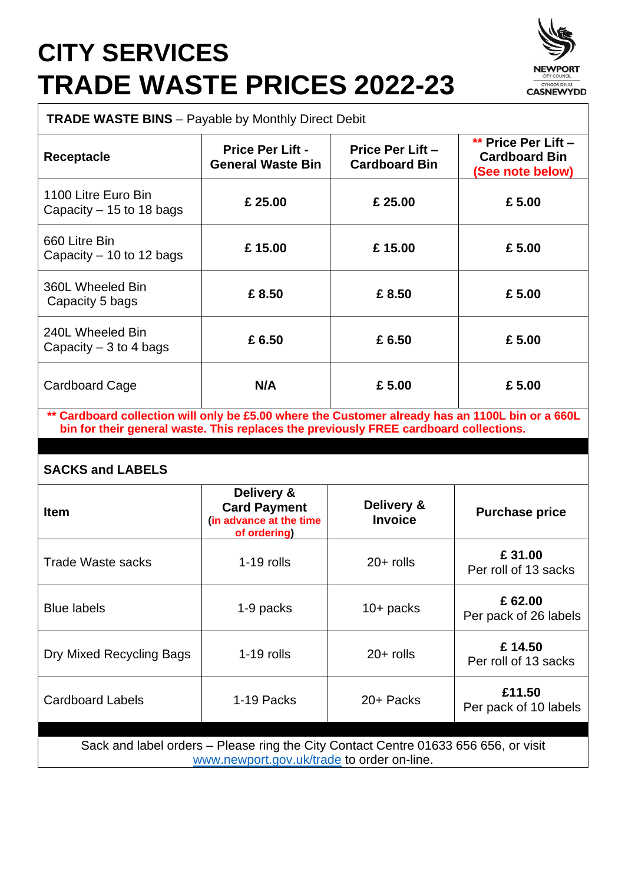# CITY SERVICES
# TRADE WASTE PRICES 2022-23

**TRADE WASTE BINS** – Payable by Monthly Direct Debit

| Receptacle | Price Per Lift - General Waste Bin | Price Per Lift – Cardboard Bin | ** Price Per Lift – Cardboard Bin (See note below) |
|---|---|---|---|
| 1100 Litre Euro Bin Capacity – 15 to 18 bags | **£ 25.00** | **£ 25.00** | **£ 5.00** |
| 660 Litre Bin Capacity – 10 to 12 bags | **£ 15.00** | **£ 15.00** | **£ 5.00** |
| 360L Wheeled Bin Capacity 5 bags | **£ 8.50** | **£ 8.50** | **£ 5.00** |
| 240L Wheeled Bin Capacity – 3 to 4 bags | **£ 6.50** | **£ 6.50** | **£ 5.00** |
| Cardboard Cage | **N/A** | **£ 5.00** | **£ 5.00** |

**** Cardboard collection will only be £5.00 where the Customer already has an 1100L bin or a 660L bin for their general waste. This replaces the previously FREE cardboard collections.**

**SACKS and LABELS**

| Item | Delivery & Card Payment (in advance at the time of ordering) | Delivery & Invoice | Purchase price |
|---|---|---|---|
| Trade Waste sacks | 1-19 rolls | 20+ rolls | **£ 31.00** Per roll of 13 sacks |
| Blue labels | 1-9 packs | 10+ packs | **£ 62.00** Per pack of 26 labels |
| Dry Mixed Recycling Bags | 1-19 rolls | 20+ rolls | **£ 14.50** Per roll of 13 sacks |
| Cardboard Labels | 1-19 Packs | 20+ Packs | **£11.50** Per pack of 10 labels |

Sack and label orders – Please ring the City Contact Centre 01633 656 656, or visit www.newport.gov.uk/trade to order on-line.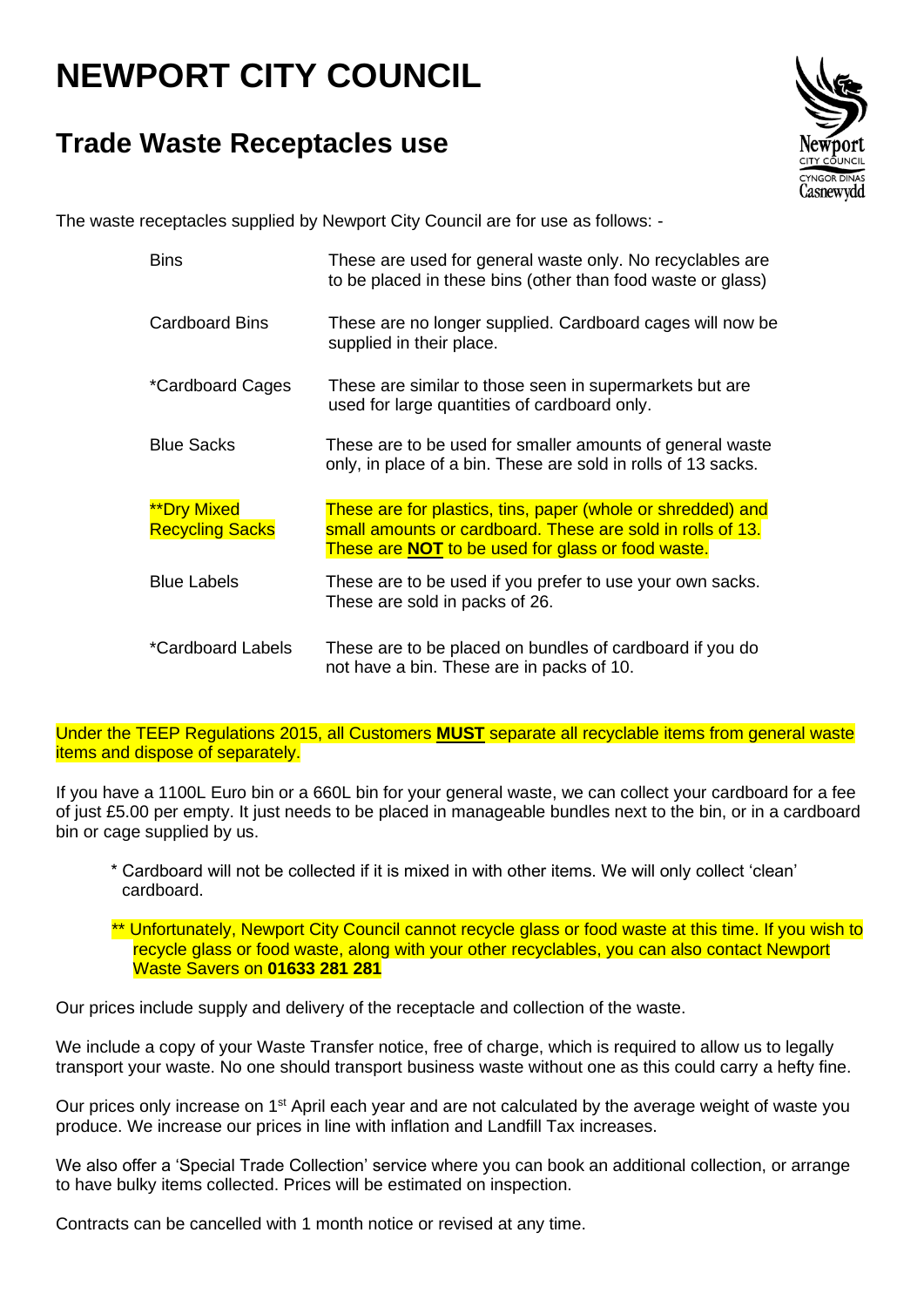# NEWPORT CITY COUNCIL

## Trade Waste Receptacles use

The waste receptacles supplied by Newport City Council are for use as follows: -

| | |
|---|---|
| Bins | These are used for general waste only. No recyclables are to be placed in these bins (other than food waste or glass) |
| Cardboard Bins | These are no longer supplied. Cardboard cages will now be supplied in their place. |
| *Cardboard Cages | These are similar to those seen in supermarkets but are used for large quantities of cardboard only. |
| Blue Sacks | These are to be used for smaller amounts of general waste only, in place of a bin. These are sold in rolls of 13 sacks. |
| **Dry Mixed Recycling Sacks | These are for plastics, tins, paper (whole or shredded) and small amounts or cardboard. These are sold in rolls of 13. These are **NOT** to be used for glass or food waste. |
| Blue Labels | These are to be used if you prefer to use your own sacks. These are sold in packs of 26. |
| *Cardboard Labels | These are to be placed on bundles of cardboard if you do not have a bin. These are in packs of 10. |

Under the TEEP Regulations 2015, all Customers **MUST** separate all recyclable items from general waste items and dispose of separately.

If you have a 1100L Euro bin or a 660L bin for your general waste, we can collect your cardboard for a fee of just £5.00 per empty. It just needs to be placed in manageable bundles next to the bin, or in a cardboard bin or cage supplied by us.

* Cardboard will not be collected if it is mixed in with other items. We will only collect 'clean' cardboard.

** Unfortunately, Newport City Council cannot recycle glass or food waste at this time. If you wish to recycle glass or food waste, along with your other recyclables, you can also contact Newport Waste Savers on **01633 281 281**

Our prices include supply and delivery of the receptacle and collection of the waste.

We include a copy of your Waste Transfer notice, free of charge, which is required to allow us to legally transport your waste. No one should transport business waste without one as this could carry a hefty fine.

Our prices only increase on 1st April each year and are not calculated by the average weight of waste you produce. We increase our prices in line with inflation and Landfill Tax increases.

We also offer a 'Special Trade Collection' service where you can book an additional collection, or arrange to have bulky items collected. Prices will be estimated on inspection.

Contracts can be cancelled with 1 month notice or revised at any time.